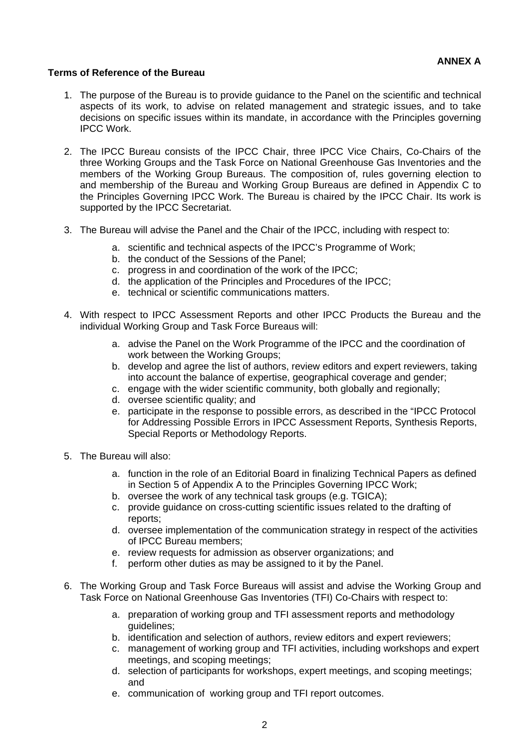**ANNEX A**

**Terms of Reference of the Bureau**

1. The purpose of the Bureau is to provide guidance to the Panel on the scientific and technical aspects of its work, to advise on related management and strategic issues, and to take decisions on specific issues within its mandate, in accordance with the Principles governing IPCC Work.

2. The IPCC Bureau consists of the IPCC Chair, three IPCC Vice Chairs, Co-Chairs of the three Working Groups and the Task Force on National Greenhouse Gas Inventories and the members of the Working Group Bureaus. The composition of, rules governing election to and membership of the Bureau and Working Group Bureaus are defined in Appendix C to the Principles Governing IPCC Work. The Bureau is chaired by the IPCC Chair. Its work is supported by the IPCC Secretariat.

3. The Bureau will advise the Panel and the Chair of the IPCC, including with respect to:

   a. scientific and technical aspects of the IPCC's Programme of Work;
   b. the conduct of the Sessions of the Panel;
   c. progress in and coordination of the work of the IPCC;
   d. the application of the Principles and Procedures of the IPCC;
   e. technical or scientific communications matters.

4. With respect to IPCC Assessment Reports and other IPCC Products the Bureau and the individual Working Group and Task Force Bureaus will:

   a. advise the Panel on the Work Programme of the IPCC and the coordination of work between the Working Groups;
   b. develop and agree the list of authors, review editors and expert reviewers, taking into account the balance of expertise, geographical coverage and gender;
   c. engage with the wider scientific community, both globally and regionally;
   d. oversee scientific quality; and
   e. participate in the response to possible errors, as described in the "IPCC Protocol for Addressing Possible Errors in IPCC Assessment Reports, Synthesis Reports, Special Reports or Methodology Reports.

5. The Bureau will also:

   a. function in the role of an Editorial Board in finalizing Technical Papers as defined in Section 5 of Appendix A to the Principles Governing IPCC Work;
   b. oversee the work of any technical task groups (e.g. TGICA);
   c. provide guidance on cross-cutting scientific issues related to the drafting of reports;
   d. oversee implementation of the communication strategy in respect of the activities of IPCC Bureau members;
   e. review requests for admission as observer organizations; and
   f. perform other duties as may be assigned to it by the Panel.

6. The Working Group and Task Force Bureaus will assist and advise the Working Group and Task Force on National Greenhouse Gas Inventories (TFI) Co-Chairs with respect to:

   a. preparation of working group and TFI assessment reports and methodology guidelines;
   b. identification and selection of authors, review editors and expert reviewers;
   c. management of working group and TFI activities, including workshops and expert meetings, and scoping meetings;
   d. selection of participants for workshops, expert meetings, and scoping meetings; and
   e. communication of working group and TFI report outcomes.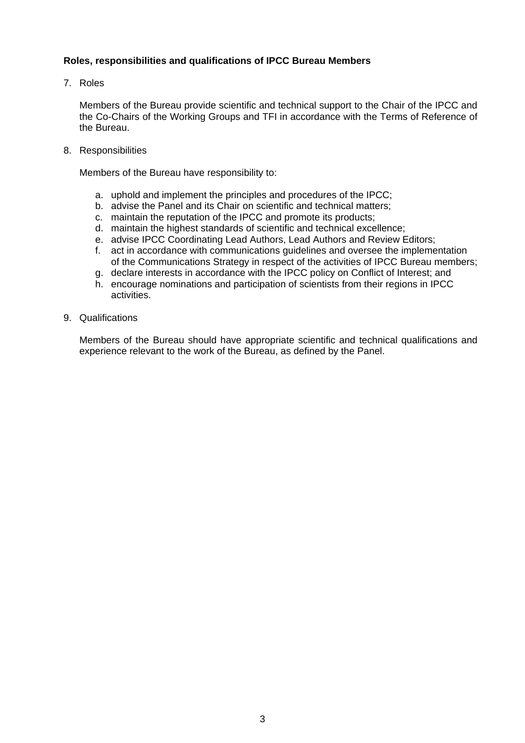**Roles, responsibilities and qualifications of IPCC Bureau Members**

7. Roles

   Members of the Bureau provide scientific and technical support to the Chair of the IPCC and the Co-Chairs of the Working Groups and TFI in accordance with the Terms of Reference of the Bureau.

8. Responsibilities

   Members of the Bureau have responsibility to:

   a. uphold and implement the principles and procedures of the IPCC;
   b. advise the Panel and its Chair on scientific and technical matters;
   c. maintain the reputation of the IPCC and promote its products;
   d. maintain the highest standards of scientific and technical excellence;
   e. advise IPCC Coordinating Lead Authors, Lead Authors and Review Editors;
   f. act in accordance with communications guidelines and oversee the implementation of the Communications Strategy in respect of the activities of IPCC Bureau members;
   g. declare interests in accordance with the IPCC policy on Conflict of Interest; and
   h. encourage nominations and participation of scientists from their regions in IPCC activities.

9. Qualifications

   Members of the Bureau should have appropriate scientific and technical qualifications and experience relevant to the work of the Bureau, as defined by the Panel.